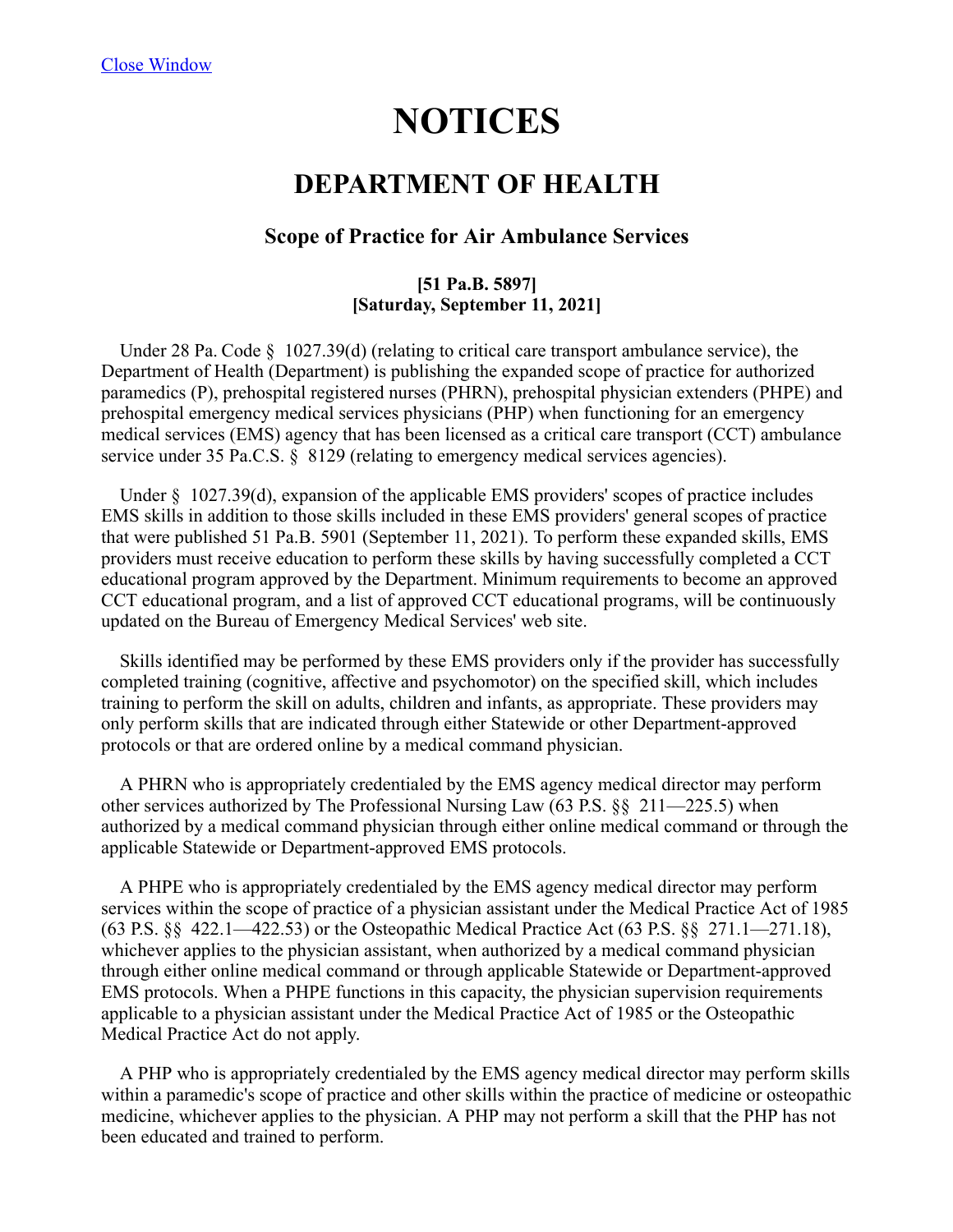Close Window

# NOTICES

## DEPARTMENT OF HEALTH

### Scope of Practice for Air Ambulance Services

**[51 Pa.B. 5897]**
**[Saturday, September 11, 2021]**

Under 28 Pa. Code § 1027.39(d) (relating to critical care transport ambulance service), the Department of Health (Department) is publishing the expanded scope of practice for authorized paramedics (P), prehospital registered nurses (PHRN), prehospital physician extenders (PHPE) and prehospital emergency medical services physicians (PHP) when functioning for an emergency medical services (EMS) agency that has been licensed as a critical care transport (CCT) ambulance service under 35 Pa.C.S. § 8129 (relating to emergency medical services agencies).

Under § 1027.39(d), expansion of the applicable EMS providers' scopes of practice includes EMS skills in addition to those skills included in these EMS providers' general scopes of practice that were published 51 Pa.B. 5901 (September 11, 2021). To perform these expanded skills, EMS providers must receive education to perform these skills by having successfully completed a CCT educational program approved by the Department. Minimum requirements to become an approved CCT educational program, and a list of approved CCT educational programs, will be continuously updated on the Bureau of Emergency Medical Services' web site.

Skills identified may be performed by these EMS providers only if the provider has successfully completed training (cognitive, affective and psychomotor) on the specified skill, which includes training to perform the skill on adults, children and infants, as appropriate. These providers may only perform skills that are indicated through either Statewide or other Department-approved protocols or that are ordered online by a medical command physician.

A PHRN who is appropriately credentialed by the EMS agency medical director may perform other services authorized by The Professional Nursing Law (63 P.S. §§ 211—225.5) when authorized by a medical command physician through either online medical command or through the applicable Statewide or Department-approved EMS protocols.

A PHPE who is appropriately credentialed by the EMS agency medical director may perform services within the scope of practice of a physician assistant under the Medical Practice Act of 1985 (63 P.S. §§ 422.1—422.53) or the Osteopathic Medical Practice Act (63 P.S. §§ 271.1—271.18), whichever applies to the physician assistant, when authorized by a medical command physician through either online medical command or through applicable Statewide or Department-approved EMS protocols. When a PHPE functions in this capacity, the physician supervision requirements applicable to a physician assistant under the Medical Practice Act of 1985 or the Osteopathic Medical Practice Act do not apply.

A PHP who is appropriately credentialed by the EMS agency medical director may perform skills within a paramedic's scope of practice and other skills within the practice of medicine or osteopathic medicine, whichever applies to the physician. A PHP may not perform a skill that the PHP has not been educated and trained to perform.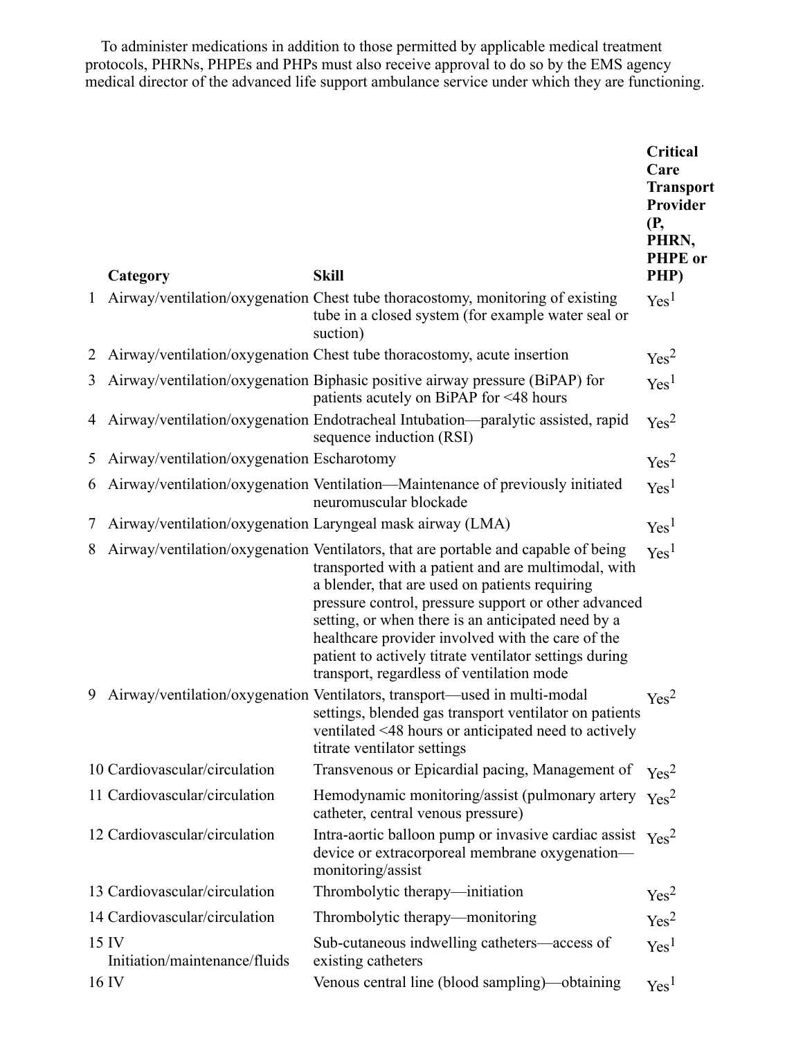To administer medications in addition to those permitted by applicable medical treatment protocols, PHRNs, PHPEs and PHPs must also receive approval to do so by the EMS agency medical director of the advanced life support ambulance service under which they are functioning.

| | Category | Skill | Critical Care Transport Provider (P, PHRN, PHPE or PHP) |
|---|---|---|---|
| 1 | Airway/ventilation/oxygenation | Chest tube thoracostomy, monitoring of existing tube in a closed system (for example water seal or suction) | Yes[1] |
| 2 | Airway/ventilation/oxygenation | Chest tube thoracostomy, acute insertion | Yes[2] |
| 3 | Airway/ventilation/oxygenation | Biphasic positive airway pressure (BiPAP) for patients acutely on BiPAP for <48 hours | Yes[1] |
| 4 | Airway/ventilation/oxygenation | Endotracheal Intubation—paralytic assisted, rapid sequence induction (RSI) | Yes[2] |
| 5 | Airway/ventilation/oxygenation | Escharotomy | Yes[2] |
| 6 | Airway/ventilation/oxygenation | Ventilation—Maintenance of previously initiated neuromuscular blockade | Yes[1] |
| 7 | Airway/ventilation/oxygenation | Laryngeal mask airway (LMA) | Yes[1] |
| 8 | Airway/ventilation/oxygenation | Ventilators, that are portable and capable of being transported with a patient and are multimodal, with a blender, that are used on patients requiring pressure control, pressure support or other advanced setting, or when there is an anticipated need by a healthcare provider involved with the care of the patient to actively titrate ventilator settings during transport, regardless of ventilation mode | Yes[1] |
| 9 | Airway/ventilation/oxygenation | Ventilators, transport—used in multi-modal settings, blended gas transport ventilator on patients ventilated <48 hours or anticipated need to actively titrate ventilator settings | Yes[2] |
| 10 | Cardiovascular/circulation | Transvenous or Epicardial pacing, Management of | Yes[2] |
| 11 | Cardiovascular/circulation | Hemodynamic monitoring/assist (pulmonary artery catheter, central venous pressure) | Yes[2] |
| 12 | Cardiovascular/circulation | Intra-aortic balloon pump or invasive cardiac assist device or extracorporeal membrane oxygenation—monitoring/assist | Yes[2] |
| 13 | Cardiovascular/circulation | Thrombolytic therapy—initiation | Yes[2] |
| 14 | Cardiovascular/circulation | Thrombolytic therapy—monitoring | Yes[2] |
| 15 | IV Initiation/maintenance/fluids | Sub-cutaneous indwelling catheters—access of existing catheters | Yes[1] |
| 16 | IV | Venous central line (blood sampling)—obtaining | Yes[1] |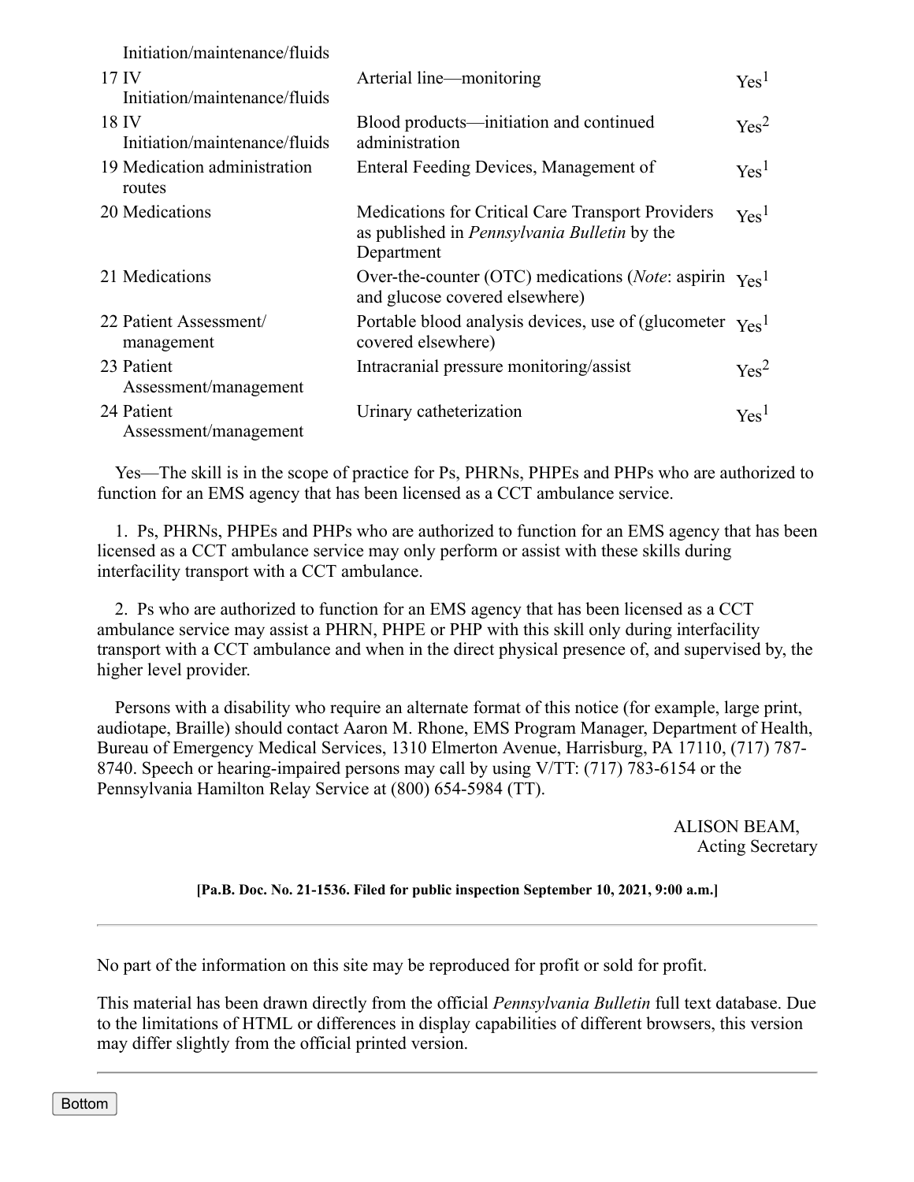| | | |
|---|---|---|
| Initiation/maintenance/fluids | | |
| 17 IV Initiation/maintenance/fluids | Arterial line—monitoring | Yes[1] |
| 18 IV Initiation/maintenance/fluids | Blood products—initiation and continued administration | Yes[2] |
| 19 Medication administration routes | Enteral Feeding Devices, Management of | Yes[1] |
| 20 Medications | Medications for Critical Care Transport Providers as published in *Pennsylvania Bulletin* by the Department | Yes[1] |
| 21 Medications | Over-the-counter (OTC) medications (*Note*: aspirin and glucose covered elsewhere) | Yes[1] |
| 22 Patient Assessment/ management | Portable blood analysis devices, use of (glucometer covered elsewhere) | Yes[1] |
| 23 Patient Assessment/management | Intracranial pressure monitoring/assist | Yes[2] |
| 24 Patient Assessment/management | Urinary catheterization | Yes[1] |

Yes—The skill is in the scope of practice for Ps, PHRNs, PHPEs and PHPs who are authorized to function for an EMS agency that has been licensed as a CCT ambulance service.

1. Ps, PHRNs, PHPEs and PHPs who are authorized to function for an EMS agency that has been licensed as a CCT ambulance service may only perform or assist with these skills during interfacility transport with a CCT ambulance.

2. Ps who are authorized to function for an EMS agency that has been licensed as a CCT ambulance service may assist a PHRN, PHPE or PHP with this skill only during interfacility transport with a CCT ambulance and when in the direct physical presence of, and supervised by, the higher level provider.

Persons with a disability who require an alternate format of this notice (for example, large print, audiotape, Braille) should contact Aaron M. Rhone, EMS Program Manager, Department of Health, Bureau of Emergency Medical Services, 1310 Elmerton Avenue, Harrisburg, PA 17110, (717) 787-8740. Speech or hearing-impaired persons may call by using V/TT: (717) 783-6154 or the Pennsylvania Hamilton Relay Service at (800) 654-5984 (TT).

ALISON BEAM,
Acting Secretary

**[Pa.B. Doc. No. 21-1536. Filed for public inspection September 10, 2021, 9:00 a.m.]**

---

No part of the information on this site may be reproduced for profit or sold for profit.

This material has been drawn directly from the official *Pennsylvania Bulletin* full text database. Due to the limitations of HTML or differences in display capabilities of different browsers, this version may differ slightly from the official printed version.

---

Bottom